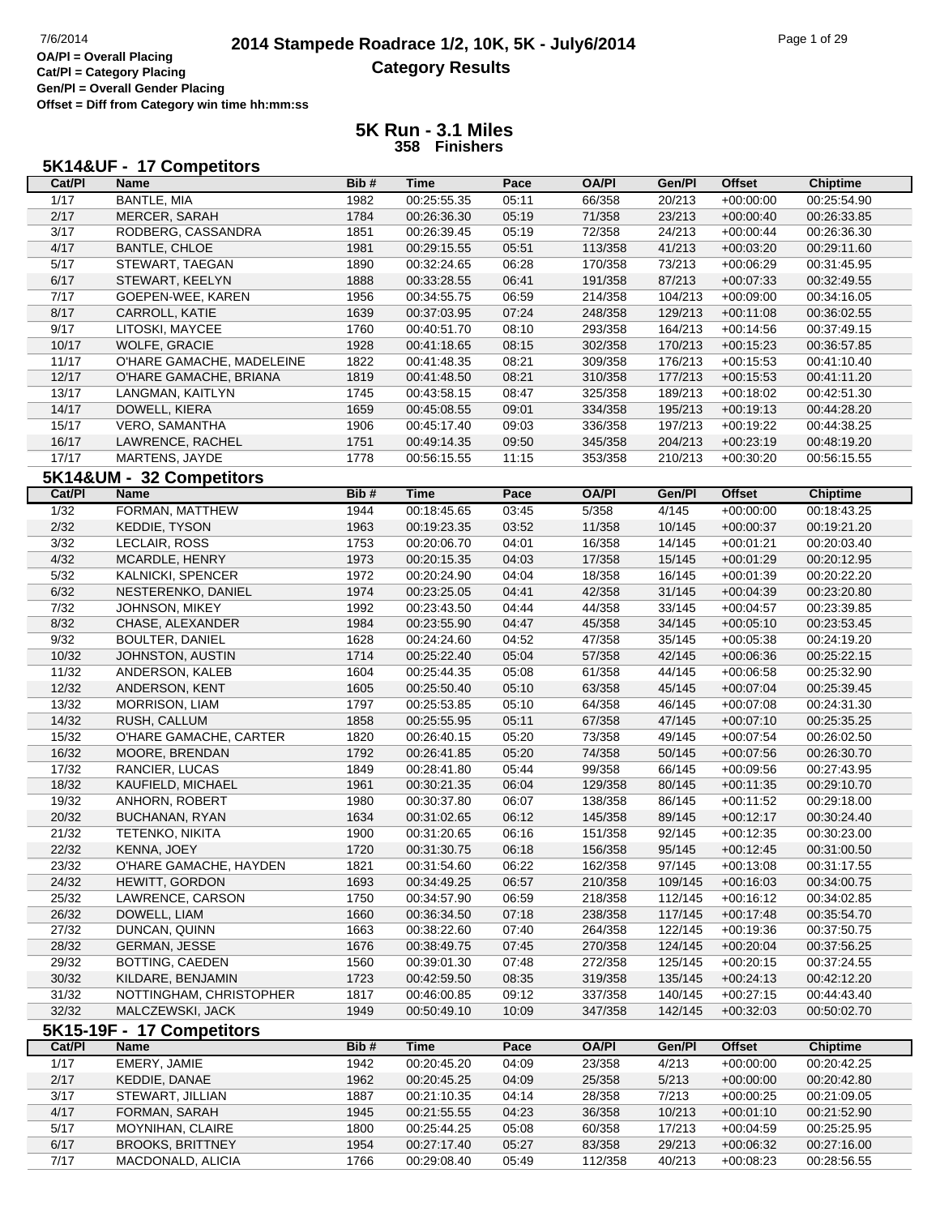# 2014 Stampede Roadrace 1/2, 10K, 5K - July6/2014

## Category Results

7/6/2014

OA/Pl = Overall Placing
Cat/Pl = Category Placing
Gen/Pl = Overall Gender Placing
Offset = Diff from Category win time hh:mm:ss

## 5K Run - 3.1 Miles

**358 Finishers**

### 5K14&UF - 17 Competitors

| Cat/Pl | Name | Bib # | Time | Pace | OA/Pl | Gen/Pl | Offset | Chiptime |
|---|---|---|---|---|---|---|---|---|
| 1/17 | BANTLE, MIA | 1982 | 00:25:55.35 | 05:11 | 66/358 | 20/213 | +00:00:00 | 00:25:54.90 |
| 2/17 | MERCER, SARAH | 1784 | 00:26:36.30 | 05:19 | 71/358 | 23/213 | +00:00:40 | 00:26:33.85 |
| 3/17 | RODBERG, CASSANDRA | 1851 | 00:26:39.45 | 05:19 | 72/358 | 24/213 | +00:00:44 | 00:26:36.30 |
| 4/17 | BANTLE, CHLOE | 1981 | 00:29:15.55 | 05:51 | 113/358 | 41/213 | +00:03:20 | 00:29:11.60 |
| 5/17 | STEWART, TAEGAN | 1890 | 00:32:24.65 | 06:28 | 170/358 | 73/213 | +00:06:29 | 00:31:45.95 |
| 6/17 | STEWART, KEELYN | 1888 | 00:33:28.55 | 06:41 | 191/358 | 87/213 | +00:07:33 | 00:32:49.55 |
| 7/17 | GOEPEN-WEE, KAREN | 1956 | 00:34:55.75 | 06:59 | 214/358 | 104/213 | +00:09:00 | 00:34:16.05 |
| 8/17 | CARROLL, KATIE | 1639 | 00:37:03.95 | 07:24 | 248/358 | 129/213 | +00:11:08 | 00:36:02.55 |
| 9/17 | LITOSKI, MAYCEE | 1760 | 00:40:51.70 | 08:10 | 293/358 | 164/213 | +00:14:56 | 00:37:49.15 |
| 10/17 | WOLFE, GRACIE | 1928 | 00:41:18.65 | 08:15 | 302/358 | 170/213 | +00:15:23 | 00:36:57.85 |
| 11/17 | O'HARE GAMACHE, MADELEINE | 1822 | 00:41:48.35 | 08:21 | 309/358 | 176/213 | +00:15:53 | 00:41:10.40 |
| 12/17 | O'HARE GAMACHE, BRIANA | 1819 | 00:41:48.50 | 08:21 | 310/358 | 177/213 | +00:15:53 | 00:41:11.20 |
| 13/17 | LANGMAN, KAITLYN | 1745 | 00:43:58.15 | 08:47 | 325/358 | 189/213 | +00:18:02 | 00:42:51.30 |
| 14/17 | DOWELL, KIERA | 1659 | 00:45:08.55 | 09:01 | 334/358 | 195/213 | +00:19:13 | 00:44:28.20 |
| 15/17 | VERO, SAMANTHA | 1906 | 00:45:17.40 | 09:03 | 336/358 | 197/213 | +00:19:22 | 00:44:38.25 |
| 16/17 | LAWRENCE, RACHEL | 1751 | 00:49:14.35 | 09:50 | 345/358 | 204/213 | +00:23:19 | 00:48:19.20 |
| 17/17 | MARTENS, JAYDE | 1778 | 00:56:15.55 | 11:15 | 353/358 | 210/213 | +00:30:20 | 00:56:15.55 |

### 5K14&UM - 32 Competitors

| Cat/Pl | Name | Bib # | Time | Pace | OA/Pl | Gen/Pl | Offset | Chiptime |
|---|---|---|---|---|---|---|---|---|
| 1/32 | FORMAN, MATTHEW | 1944 | 00:18:45.65 | 03:45 | 5/358 | 4/145 | +00:00:00 | 00:18:43.25 |
| 2/32 | KEDDIE, TYSON | 1963 | 00:19:23.35 | 03:52 | 11/358 | 10/145 | +00:00:37 | 00:19:21.20 |
| 3/32 | LECLAIR, ROSS | 1753 | 00:20:06.70 | 04:01 | 16/358 | 14/145 | +00:01:21 | 00:20:03.40 |
| 4/32 | MCARDLE, HENRY | 1973 | 00:20:15.35 | 04:03 | 17/358 | 15/145 | +00:01:29 | 00:20:12.95 |
| 5/32 | KALNICKI, SPENCER | 1972 | 00:20:24.90 | 04:04 | 18/358 | 16/145 | +00:01:39 | 00:20:22.20 |
| 6/32 | NESTERENKO, DANIEL | 1974 | 00:23:25.05 | 04:41 | 42/358 | 31/145 | +00:04:39 | 00:23:20.80 |
| 7/32 | JOHNSON, MIKEY | 1992 | 00:23:43.50 | 04:44 | 44/358 | 33/145 | +00:04:57 | 00:23:39.85 |
| 8/32 | CHASE, ALEXANDER | 1984 | 00:23:55.90 | 04:47 | 45/358 | 34/145 | +00:05:10 | 00:23:53.45 |
| 9/32 | BOULTER, DANIEL | 1628 | 00:24:24.60 | 04:52 | 47/358 | 35/145 | +00:05:38 | 00:24:19.20 |
| 10/32 | JOHNSTON, AUSTIN | 1714 | 00:25:22.40 | 05:04 | 57/358 | 42/145 | +00:06:36 | 00:25:22.15 |
| 11/32 | ANDERSON, KALEB | 1604 | 00:25:44.35 | 05:08 | 61/358 | 44/145 | +00:06:58 | 00:25:32.90 |
| 12/32 | ANDERSON, KENT | 1605 | 00:25:50.40 | 05:10 | 63/358 | 45/145 | +00:07:04 | 00:25:39.45 |
| 13/32 | MORRISON, LIAM | 1797 | 00:25:53.85 | 05:10 | 64/358 | 46/145 | +00:07:08 | 00:24:31.30 |
| 14/32 | RUSH, CALLUM | 1858 | 00:25:55.95 | 05:11 | 67/358 | 47/145 | +00:07:10 | 00:25:35.25 |
| 15/32 | O'HARE GAMACHE, CARTER | 1820 | 00:26:40.15 | 05:20 | 73/358 | 49/145 | +00:07:54 | 00:26:02.50 |
| 16/32 | MOORE, BRENDAN | 1792 | 00:26:41.85 | 05:20 | 74/358 | 50/145 | +00:07:56 | 00:26:30.70 |
| 17/32 | RANCIER, LUCAS | 1849 | 00:28:41.80 | 05:44 | 99/358 | 66/145 | +00:09:56 | 00:27:43.95 |
| 18/32 | KAUFIELD, MICHAEL | 1961 | 00:30:21.35 | 06:04 | 129/358 | 80/145 | +00:11:35 | 00:29:10.70 |
| 19/32 | ANHORN, ROBERT | 1980 | 00:30:37.80 | 06:07 | 138/358 | 86/145 | +00:11:52 | 00:29:18.00 |
| 20/32 | BUCHANAN, RYAN | 1634 | 00:31:02.65 | 06:12 | 145/358 | 89/145 | +00:12:17 | 00:30:24.40 |
| 21/32 | TETENKO, NIKITA | 1900 | 00:31:20.65 | 06:16 | 151/358 | 92/145 | +00:12:35 | 00:30:23.00 |
| 22/32 | KENNA, JOEY | 1720 | 00:31:30.75 | 06:18 | 156/358 | 95/145 | +00:12:45 | 00:31:00.50 |
| 23/32 | O'HARE GAMACHE, HAYDEN | 1821 | 00:31:54.60 | 06:22 | 162/358 | 97/145 | +00:13:08 | 00:31:17.55 |
| 24/32 | HEWITT, GORDON | 1693 | 00:34:49.25 | 06:57 | 210/358 | 109/145 | +00:16:03 | 00:34:00.75 |
| 25/32 | LAWRENCE, CARSON | 1750 | 00:34:57.90 | 06:59 | 218/358 | 112/145 | +00:16:12 | 00:34:02.85 |
| 26/32 | DOWELL, LIAM | 1660 | 00:36:34.50 | 07:18 | 238/358 | 117/145 | +00:17:48 | 00:35:54.70 |
| 27/32 | DUNCAN, QUINN | 1663 | 00:38:22.60 | 07:40 | 264/358 | 122/145 | +00:19:36 | 00:37:50.75 |
| 28/32 | GERMAN, JESSE | 1676 | 00:38:49.75 | 07:45 | 270/358 | 124/145 | +00:20:04 | 00:37:56.25 |
| 29/32 | BOTTING, CAEDEN | 1560 | 00:39:01.30 | 07:48 | 272/358 | 125/145 | +00:20:15 | 00:37:24.55 |
| 30/32 | KILDARE, BENJAMIN | 1723 | 00:42:59.50 | 08:35 | 319/358 | 135/145 | +00:24:13 | 00:42:12.20 |
| 31/32 | NOTTINGHAM, CHRISTOPHER | 1817 | 00:46:00.85 | 09:12 | 337/358 | 140/145 | +00:27:15 | 00:44:43.40 |
| 32/32 | MALCZEWSKI, JACK | 1949 | 00:50:49.10 | 10:09 | 347/358 | 142/145 | +00:32:03 | 00:50:02.70 |

### 5K15-19F - 17 Competitors

| Cat/Pl | Name | Bib # | Time | Pace | OA/Pl | Gen/Pl | Offset | Chiptime |
|---|---|---|---|---|---|---|---|---|
| 1/17 | EMERY, JAMIE | 1942 | 00:20:45.20 | 04:09 | 23/358 | 4/213 | +00:00:00 | 00:20:42.25 |
| 2/17 | KEDDIE, DANAE | 1962 | 00:20:45.25 | 04:09 | 25/358 | 5/213 | +00:00:00 | 00:20:42.80 |
| 3/17 | STEWART, JILLIAN | 1887 | 00:21:10.35 | 04:14 | 28/358 | 7/213 | +00:00:25 | 00:21:09.05 |
| 4/17 | FORMAN, SARAH | 1945 | 00:21:55.55 | 04:23 | 36/358 | 10/213 | +00:01:10 | 00:21:52.90 |
| 5/17 | MOYNIHAN, CLAIRE | 1800 | 00:25:44.25 | 05:08 | 60/358 | 17/213 | +00:04:59 | 00:25:25.95 |
| 6/17 | BROOKS, BRITTNEY | 1954 | 00:27:17.40 | 05:27 | 83/358 | 29/213 | +00:06:32 | 00:27:16.00 |
| 7/17 | MACDONALD, ALICIA | 1766 | 00:29:08.40 | 05:49 | 112/358 | 40/213 | +00:08:23 | 00:28:56.55 |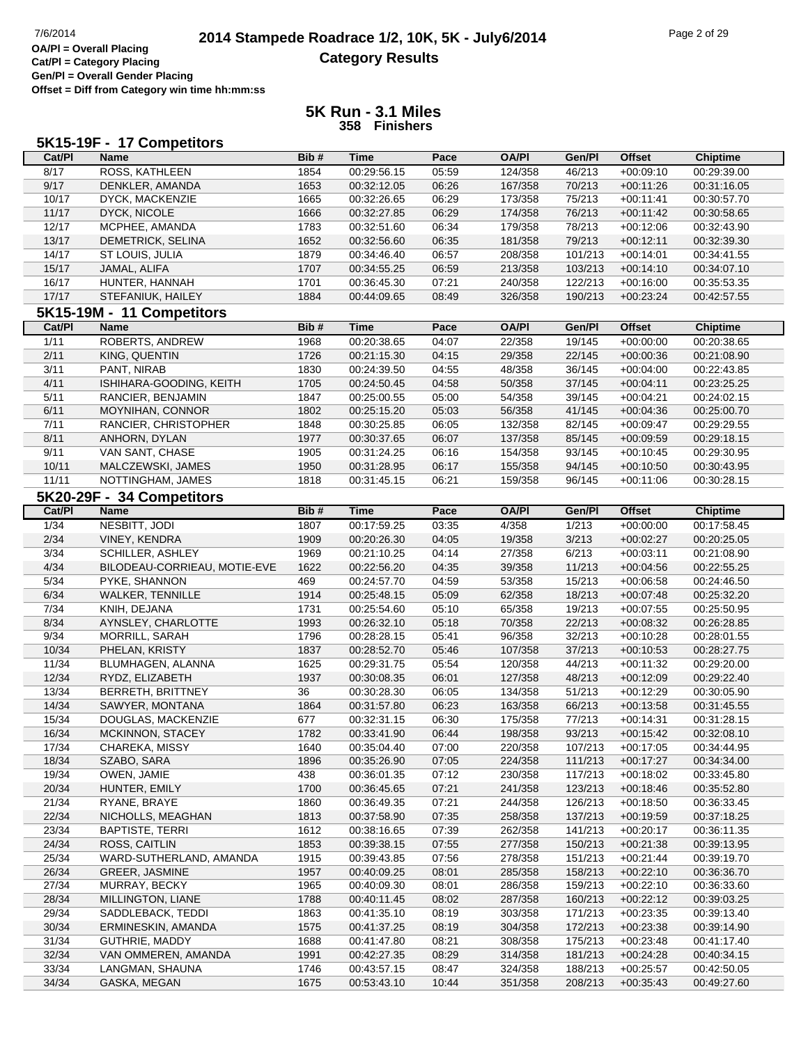# 2014 Stampede Roadrace 1/2, 10K, 5K - July6/2014

## Category Results

OA/Pl = Overall Placing
Cat/Pl = Category Placing
Gen/Pl = Overall Gender Placing
Offset = Diff from Category win time hh:mm:ss

## 5K Run - 3.1 Miles

**358 Finishers**

### 5K15-19F - 17 Competitors

| Cat/Pl | Name | Bib # | Time | Pace | OA/Pl | Gen/Pl | Offset | Chiptime |
|---|---|---|---|---|---|---|---|---|
| 8/17 | ROSS, KATHLEEN | 1854 | 00:29:56.15 | 05:59 | 124/358 | 46/213 | +00:09:10 | 00:29:39.00 |
| 9/17 | DENKLER, AMANDA | 1653 | 00:32:12.05 | 06:26 | 167/358 | 70/213 | +00:11:26 | 00:31:16.05 |
| 10/17 | DYCK, MACKENZIE | 1665 | 00:32:26.65 | 06:29 | 173/358 | 75/213 | +00:11:41 | 00:30:57.70 |
| 11/17 | DYCK, NICOLE | 1666 | 00:32:27.85 | 06:29 | 174/358 | 76/213 | +00:11:42 | 00:30:58.65 |
| 12/17 | MCPHEE, AMANDA | 1783 | 00:32:51.60 | 06:34 | 179/358 | 78/213 | +00:12:06 | 00:32:43.90 |
| 13/17 | DEMETRICK, SELINA | 1652 | 00:32:56.60 | 06:35 | 181/358 | 79/213 | +00:12:11 | 00:32:39.30 |
| 14/17 | ST LOUIS, JULIA | 1879 | 00:34:46.40 | 06:57 | 208/358 | 101/213 | +00:14:01 | 00:34:41.55 |
| 15/17 | JAMAL, ALIFA | 1707 | 00:34:55.25 | 06:59 | 213/358 | 103/213 | +00:14:10 | 00:34:07.10 |
| 16/17 | HUNTER, HANNAH | 1701 | 00:36:45.30 | 07:21 | 240/358 | 122/213 | +00:16:00 | 00:35:53.35 |
| 17/17 | STEFANIUK, HAILEY | 1884 | 00:44:09.65 | 08:49 | 326/358 | 190/213 | +00:23:24 | 00:42:57.55 |

### 5K15-19M - 11 Competitors

| Cat/Pl | Name | Bib # | Time | Pace | OA/Pl | Gen/Pl | Offset | Chiptime |
|---|---|---|---|---|---|---|---|---|
| 1/11 | ROBERTS, ANDREW | 1968 | 00:20:38.65 | 04:07 | 22/358 | 19/145 | +00:00:00 | 00:20:38.65 |
| 2/11 | KING, QUENTIN | 1726 | 00:21:15.30 | 04:15 | 29/358 | 22/145 | +00:00:36 | 00:21:08.90 |
| 3/11 | PANT, NIRAB | 1830 | 00:24:39.50 | 04:55 | 48/358 | 36/145 | +00:04:00 | 00:22:43.85 |
| 4/11 | ISHIHARA-GOODING, KEITH | 1705 | 00:24:50.45 | 04:58 | 50/358 | 37/145 | +00:04:11 | 00:23:25.25 |
| 5/11 | RANCIER, BENJAMIN | 1847 | 00:25:00.55 | 05:00 | 54/358 | 39/145 | +00:04:21 | 00:24:02.15 |
| 6/11 | MOYNIHAN, CONNOR | 1802 | 00:25:15.20 | 05:03 | 56/358 | 41/145 | +00:04:36 | 00:25:00.70 |
| 7/11 | RANCIER, CHRISTOPHER | 1848 | 00:30:25.85 | 06:05 | 132/358 | 82/145 | +00:09:47 | 00:29:29.55 |
| 8/11 | ANHORN, DYLAN | 1977 | 00:30:37.65 | 06:07 | 137/358 | 85/145 | +00:09:59 | 00:29:18.15 |
| 9/11 | VAN SANT, CHASE | 1905 | 00:31:24.25 | 06:16 | 154/358 | 93/145 | +00:10:45 | 00:29:30.95 |
| 10/11 | MALCZEWSKI, JAMES | 1950 | 00:31:28.95 | 06:17 | 155/358 | 94/145 | +00:10:50 | 00:30:43.95 |
| 11/11 | NOTTINGHAM, JAMES | 1818 | 00:31:45.15 | 06:21 | 159/358 | 96/145 | +00:11:06 | 00:30:28.15 |

### 5K20-29F - 34 Competitors

| Cat/Pl | Name | Bib # | Time | Pace | OA/Pl | Gen/Pl | Offset | Chiptime |
|---|---|---|---|---|---|---|---|---|
| 1/34 | NESBITT, JODI | 1807 | 00:17:59.25 | 03:35 | 4/358 | 1/213 | +00:00:00 | 00:17:58.45 |
| 2/34 | VINEY, KENDRA | 1909 | 00:20:26.30 | 04:05 | 19/358 | 3/213 | +00:02:27 | 00:20:25.05 |
| 3/34 | SCHILLER, ASHLEY | 1969 | 00:21:10.25 | 04:14 | 27/358 | 6/213 | +00:03:11 | 00:21:08.90 |
| 4/34 | BILODEAU-CORRIEAU, MOTIE-EVE | 1622 | 00:22:56.20 | 04:35 | 39/358 | 11/213 | +00:04:56 | 00:22:55.25 |
| 5/34 | PYKE, SHANNON | 469 | 00:24:57.70 | 04:59 | 53/358 | 15/213 | +00:06:58 | 00:24:46.50 |
| 6/34 | WALKER, TENNILLE | 1914 | 00:25:48.15 | 05:09 | 62/358 | 18/213 | +00:07:48 | 00:25:32.20 |
| 7/34 | KNIH, DEJANA | 1731 | 00:25:54.60 | 05:10 | 65/358 | 19/213 | +00:07:55 | 00:25:50.95 |
| 8/34 | AYNSLEY, CHARLOTTE | 1993 | 00:26:32.10 | 05:18 | 70/358 | 22/213 | +00:08:32 | 00:26:28.85 |
| 9/34 | MORRILL, SARAH | 1796 | 00:28:28.15 | 05:41 | 96/358 | 32/213 | +00:10:28 | 00:28:01.55 |
| 10/34 | PHELAN, KRISTY | 1837 | 00:28:52.70 | 05:46 | 107/358 | 37/213 | +00:10:53 | 00:28:27.75 |
| 11/34 | BLUMHAGEN, ALANNA | 1625 | 00:29:31.75 | 05:54 | 120/358 | 44/213 | +00:11:32 | 00:29:20.00 |
| 12/34 | RYDZ, ELIZABETH | 1937 | 00:30:08.35 | 06:01 | 127/358 | 48/213 | +00:12:09 | 00:29:22.40 |
| 13/34 | BERRETH, BRITTNEY | 36 | 00:30:28.30 | 06:05 | 134/358 | 51/213 | +00:12:29 | 00:30:05.90 |
| 14/34 | SAWYER, MONTANA | 1864 | 00:31:57.80 | 06:23 | 163/358 | 66/213 | +00:13:58 | 00:31:45.55 |
| 15/34 | DOUGLAS, MACKENZIE | 677 | 00:32:31.15 | 06:30 | 175/358 | 77/213 | +00:14:31 | 00:31:28.15 |
| 16/34 | MCKINNON, STACEY | 1782 | 00:33:41.90 | 06:44 | 198/358 | 93/213 | +00:15:42 | 00:32:08.10 |
| 17/34 | CHAREKA, MISSY | 1640 | 00:35:04.40 | 07:00 | 220/358 | 107/213 | +00:17:05 | 00:34:44.95 |
| 18/34 | SZABO, SARA | 1896 | 00:35:26.90 | 07:05 | 224/358 | 111/213 | +00:17:27 | 00:34:34.00 |
| 19/34 | OWEN, JAMIE | 438 | 00:36:01.35 | 07:12 | 230/358 | 117/213 | +00:18:02 | 00:33:45.80 |
| 20/34 | HUNTER, EMILY | 1700 | 00:36:45.65 | 07:21 | 241/358 | 123/213 | +00:18:46 | 00:35:52.80 |
| 21/34 | RYANE, BRAYE | 1860 | 00:36:49.35 | 07:21 | 244/358 | 126/213 | +00:18:50 | 00:36:33.45 |
| 22/34 | NICHOLLS, MEAGHAN | 1813 | 00:37:58.90 | 07:35 | 258/358 | 137/213 | +00:19:59 | 00:37:18.25 |
| 23/34 | BAPTISTE, TERRI | 1612 | 00:38:16.65 | 07:39 | 262/358 | 141/213 | +00:20:17 | 00:36:11.35 |
| 24/34 | ROSS, CAITLIN | 1853 | 00:39:38.15 | 07:55 | 277/358 | 150/213 | +00:21:38 | 00:39:13.95 |
| 25/34 | WARD-SUTHERLAND, AMANDA | 1915 | 00:39:43.85 | 07:56 | 278/358 | 151/213 | +00:21:44 | 00:39:19.70 |
| 26/34 | GREER, JASMINE | 1957 | 00:40:09.25 | 08:01 | 285/358 | 158/213 | +00:22:10 | 00:36:36.70 |
| 27/34 | MURRAY, BECKY | 1965 | 00:40:09.30 | 08:01 | 286/358 | 159/213 | +00:22:10 | 00:36:33.60 |
| 28/34 | MILLINGTON, LIANE | 1788 | 00:40:11.45 | 08:02 | 287/358 | 160/213 | +00:22:12 | 00:39:03.25 |
| 29/34 | SADDLEBACK, TEDDI | 1863 | 00:41:35.10 | 08:19 | 303/358 | 171/213 | +00:23:35 | 00:39:13.40 |
| 30/34 | ERMINESKIN, AMANDA | 1575 | 00:41:37.25 | 08:19 | 304/358 | 172/213 | +00:23:38 | 00:39:14.90 |
| 31/34 | GUTHRIE, MADDY | 1688 | 00:41:47.80 | 08:21 | 308/358 | 175/213 | +00:23:48 | 00:41:17.40 |
| 32/34 | VAN OMMEREN, AMANDA | 1991 | 00:42:27.35 | 08:29 | 314/358 | 181/213 | +00:24:28 | 00:40:34.15 |
| 33/34 | LANGMAN, SHAUNA | 1746 | 00:43:57.15 | 08:47 | 324/358 | 188/213 | +00:25:57 | 00:42:50.05 |
| 34/34 | GASKA, MEGAN | 1675 | 00:53:43.10 | 10:44 | 351/358 | 208/213 | +00:35:43 | 00:49:27.60 |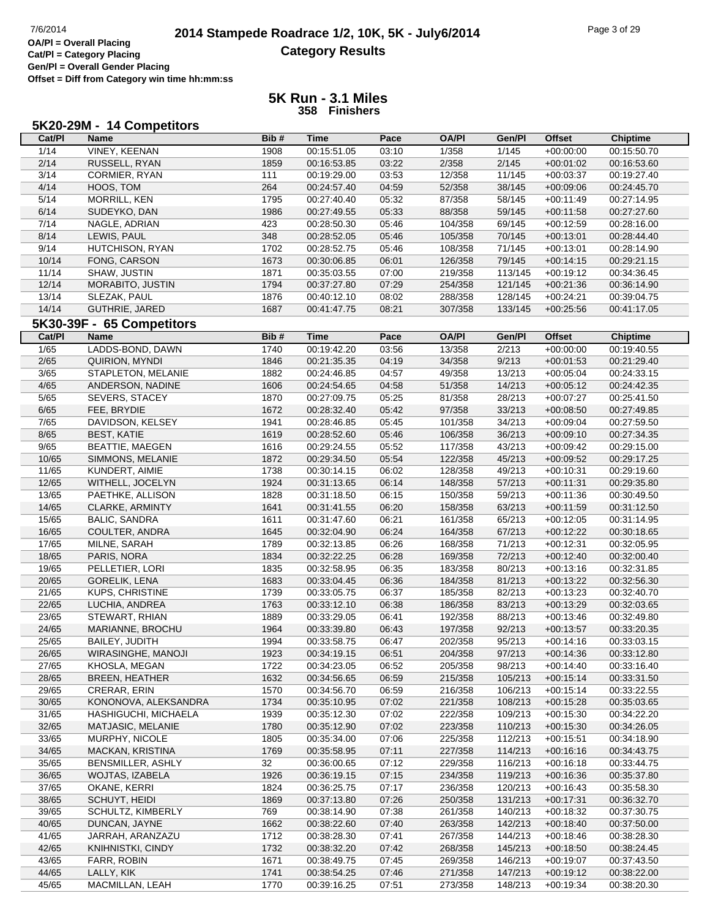# 2014 Stampede Roadrace 1/2, 10K, 5K - July6/2014

## Category Results

OA/Pl = Overall Placing
Cat/Pl = Category Placing
Gen/Pl = Overall Gender Placing
Offset = Diff from Category win time hh:mm:ss

## 5K Run - 3.1 Miles
**358 Finishers**

### 5K20-29M - 14 Competitors

| Cat/Pl | Name | Bib # | Time | Pace | OA/Pl | Gen/Pl | Offset | Chiptime |
|---|---|---|---|---|---|---|---|---|
| 1/14 | VINEY, KEENAN | 1908 | 00:15:51.05 | 03:10 | 1/358 | 1/145 | +00:00:00 | 00:15:50.70 |
| 2/14 | RUSSELL, RYAN | 1859 | 00:16:53.85 | 03:22 | 2/358 | 2/145 | +00:01:02 | 00:16:53.60 |
| 3/14 | CORMIER, RYAN | 111 | 00:19:29.00 | 03:53 | 12/358 | 11/145 | +00:03:37 | 00:19:27.40 |
| 4/14 | HOOS, TOM | 264 | 00:24:57.40 | 04:59 | 52/358 | 38/145 | +00:09:06 | 00:24:45.70 |
| 5/14 | MORRILL, KEN | 1795 | 00:27:40.40 | 05:32 | 87/358 | 58/145 | +00:11:49 | 00:27:14.95 |
| 6/14 | SUDEYKO, DAN | 1986 | 00:27:49.55 | 05:33 | 88/358 | 59/145 | +00:11:58 | 00:27:27.60 |
| 7/14 | NAGLE, ADRIAN | 423 | 00:28:50.30 | 05:46 | 104/358 | 69/145 | +00:12:59 | 00:28:16.00 |
| 8/14 | LEWIS, PAUL | 348 | 00:28:52.05 | 05:46 | 105/358 | 70/145 | +00:13:01 | 00:28:44.40 |
| 9/14 | HUTCHISON, RYAN | 1702 | 00:28:52.75 | 05:46 | 108/358 | 71/145 | +00:13:01 | 00:28:14.90 |
| 10/14 | FONG, CARSON | 1673 | 00:30:06.85 | 06:01 | 126/358 | 79/145 | +00:14:15 | 00:29:21.15 |
| 11/14 | SHAW, JUSTIN | 1871 | 00:35:03.55 | 07:00 | 219/358 | 113/145 | +00:19:12 | 00:34:36.45 |
| 12/14 | MORABITO, JUSTIN | 1794 | 00:37:27.80 | 07:29 | 254/358 | 121/145 | +00:21:36 | 00:36:14.90 |
| 13/14 | SLEZAK, PAUL | 1876 | 00:40:12.10 | 08:02 | 288/358 | 128/145 | +00:24:21 | 00:39:04.75 |
| 14/14 | GUTHRIE, JARED | 1687 | 00:41:47.75 | 08:21 | 307/358 | 133/145 | +00:25:56 | 00:41:17.05 |

### 5K30-39F - 65 Competitors

| Cat/Pl | Name | Bib # | Time | Pace | OA/Pl | Gen/Pl | Offset | Chiptime |
|---|---|---|---|---|---|---|---|---|
| 1/65 | LADDS-BOND, DAWN | 1740 | 00:19:42.20 | 03:56 | 13/358 | 2/213 | +00:00:00 | 00:19:40.55 |
| 2/65 | QUIRION, MYNDI | 1846 | 00:21:35.35 | 04:19 | 34/358 | 9/213 | +00:01:53 | 00:21:29.40 |
| 3/65 | STAPLETON, MELANIE | 1882 | 00:24:46.85 | 04:57 | 49/358 | 13/213 | +00:05:04 | 00:24:33.15 |
| 4/65 | ANDERSON, NADINE | 1606 | 00:24:54.65 | 04:58 | 51/358 | 14/213 | +00:05:12 | 00:24:42.35 |
| 5/65 | SEVERS, STACEY | 1870 | 00:27:09.75 | 05:25 | 81/358 | 28/213 | +00:07:27 | 00:25:41.50 |
| 6/65 | FEE, BRYDIE | 1672 | 00:28:32.40 | 05:42 | 97/358 | 33/213 | +00:08:50 | 00:27:49.85 |
| 7/65 | DAVIDSON, KELSEY | 1941 | 00:28:46.85 | 05:45 | 101/358 | 34/213 | +00:09:04 | 00:27:59.50 |
| 8/65 | BEST, KATIE | 1619 | 00:28:52.60 | 05:46 | 106/358 | 36/213 | +00:09:10 | 00:27:34.35 |
| 9/65 | BEATTIE, MAEGEN | 1616 | 00:29:24.55 | 05:52 | 117/358 | 43/213 | +00:09:42 | 00:29:15.00 |
| 10/65 | SIMMONS, MELANIE | 1872 | 00:29:34.50 | 05:54 | 122/358 | 45/213 | +00:09:52 | 00:29:17.25 |
| 11/65 | KUNDERT, AIMIE | 1738 | 00:30:14.15 | 06:02 | 128/358 | 49/213 | +00:10:31 | 00:29:19.60 |
| 12/65 | WITHELL, JOCELYN | 1924 | 00:31:13.65 | 06:14 | 148/358 | 57/213 | +00:11:31 | 00:29:35.80 |
| 13/65 | PAETHKE, ALLISON | 1828 | 00:31:18.50 | 06:15 | 150/358 | 59/213 | +00:11:36 | 00:30:49.50 |
| 14/65 | CLARKE, ARMINTY | 1641 | 00:31:41.55 | 06:20 | 158/358 | 63/213 | +00:11:59 | 00:31:12.50 |
| 15/65 | BALIC, SANDRA | 1611 | 00:31:47.60 | 06:21 | 161/358 | 65/213 | +00:12:05 | 00:31:14.95 |
| 16/65 | COULTER, ANDRA | 1645 | 00:32:04.90 | 06:24 | 164/358 | 67/213 | +00:12:22 | 00:30:18.65 |
| 17/65 | MILNE, SARAH | 1789 | 00:32:13.85 | 06:26 | 168/358 | 71/213 | +00:12:31 | 00:32:05.95 |
| 18/65 | PARIS, NORA | 1834 | 00:32:22.25 | 06:28 | 169/358 | 72/213 | +00:12:40 | 00:32:00.40 |
| 19/65 | PELLETIER, LORI | 1835 | 00:32:58.95 | 06:35 | 183/358 | 80/213 | +00:13:16 | 00:32:31.85 |
| 20/65 | GORELIK, LENA | 1683 | 00:33:04.45 | 06:36 | 184/358 | 81/213 | +00:13:22 | 00:32:56.30 |
| 21/65 | KUPS, CHRISTINE | 1739 | 00:33:05.75 | 06:37 | 185/358 | 82/213 | +00:13:23 | 00:32:40.70 |
| 22/65 | LUCHIA, ANDREA | 1763 | 00:33:12.10 | 06:38 | 186/358 | 83/213 | +00:13:29 | 00:32:03.65 |
| 23/65 | STEWART, RHIAN | 1889 | 00:33:29.05 | 06:41 | 192/358 | 88/213 | +00:13:46 | 00:32:49.80 |
| 24/65 | MARIANNE, BROCHU | 1964 | 00:33:39.80 | 06:43 | 197/358 | 92/213 | +00:13:57 | 00:33:20.35 |
| 25/65 | BAILEY, JUDITH | 1994 | 00:33:58.75 | 06:47 | 202/358 | 95/213 | +00:14:16 | 00:33:03.15 |
| 26/65 | WIRASINGHE, MANOJI | 1923 | 00:34:19.15 | 06:51 | 204/358 | 97/213 | +00:14:36 | 00:33:12.80 |
| 27/65 | KHOSLA, MEGAN | 1722 | 00:34:23.05 | 06:52 | 205/358 | 98/213 | +00:14:40 | 00:33:16.40 |
| 28/65 | BREEN, HEATHER | 1632 | 00:34:56.65 | 06:59 | 215/358 | 105/213 | +00:15:14 | 00:33:31.50 |
| 29/65 | CRERAR, ERIN | 1570 | 00:34:56.70 | 06:59 | 216/358 | 106/213 | +00:15:14 | 00:33:22.55 |
| 30/65 | KONONOVA, ALEKSANDRA | 1734 | 00:35:10.95 | 07:02 | 221/358 | 108/213 | +00:15:28 | 00:35:03.65 |
| 31/65 | HASHIGUCHI, MICHAELA | 1939 | 00:35:12.30 | 07:02 | 222/358 | 109/213 | +00:15:30 | 00:34:22.20 |
| 32/65 | MATJASIC, MELANIE | 1780 | 00:35:12.90 | 07:02 | 223/358 | 110/213 | +00:15:30 | 00:34:26.05 |
| 33/65 | MURPHY, NICOLE | 1805 | 00:35:34.00 | 07:06 | 225/358 | 112/213 | +00:15:51 | 00:34:18.90 |
| 34/65 | MACKAN, KRISTINA | 1769 | 00:35:58.95 | 07:11 | 227/358 | 114/213 | +00:16:16 | 00:34:43.75 |
| 35/65 | BENSMILLER, ASHLY | 32 | 00:36:00.65 | 07:12 | 229/358 | 116/213 | +00:16:18 | 00:33:44.75 |
| 36/65 | WOJTAS, IZABELA | 1926 | 00:36:19.15 | 07:15 | 234/358 | 119/213 | +00:16:36 | 00:35:37.80 |
| 37/65 | OKANE, KERRI | 1824 | 00:36:25.75 | 07:17 | 236/358 | 120/213 | +00:16:43 | 00:35:58.30 |
| 38/65 | SCHUYT, HEIDI | 1869 | 00:37:13.80 | 07:26 | 250/358 | 131/213 | +00:17:31 | 00:36:32.70 |
| 39/65 | SCHULTZ, KIMBERLY | 769 | 00:38:14.90 | 07:38 | 261/358 | 140/213 | +00:18:32 | 00:37:30.75 |
| 40/65 | DUNCAN, JAYNE | 1662 | 00:38:22.60 | 07:40 | 263/358 | 142/213 | +00:18:40 | 00:37:50.00 |
| 41/65 | JARRAH, ARANZAZU | 1712 | 00:38:28.30 | 07:41 | 267/358 | 144/213 | +00:18:46 | 00:38:28.30 |
| 42/65 | KNIHNISTKI, CINDY | 1732 | 00:38:32.20 | 07:42 | 268/358 | 145/213 | +00:18:50 | 00:38:24.45 |
| 43/65 | FARR, ROBIN | 1671 | 00:38:49.75 | 07:45 | 269/358 | 146/213 | +00:19:07 | 00:37:43.50 |
| 44/65 | LALLY, KIK | 1741 | 00:38:54.25 | 07:46 | 271/358 | 147/213 | +00:19:12 | 00:38:22.00 |
| 45/65 | MACMILLAN, LEAH | 1770 | 00:39:16.25 | 07:51 | 273/358 | 148/213 | +00:19:34 | 00:38:20.30 |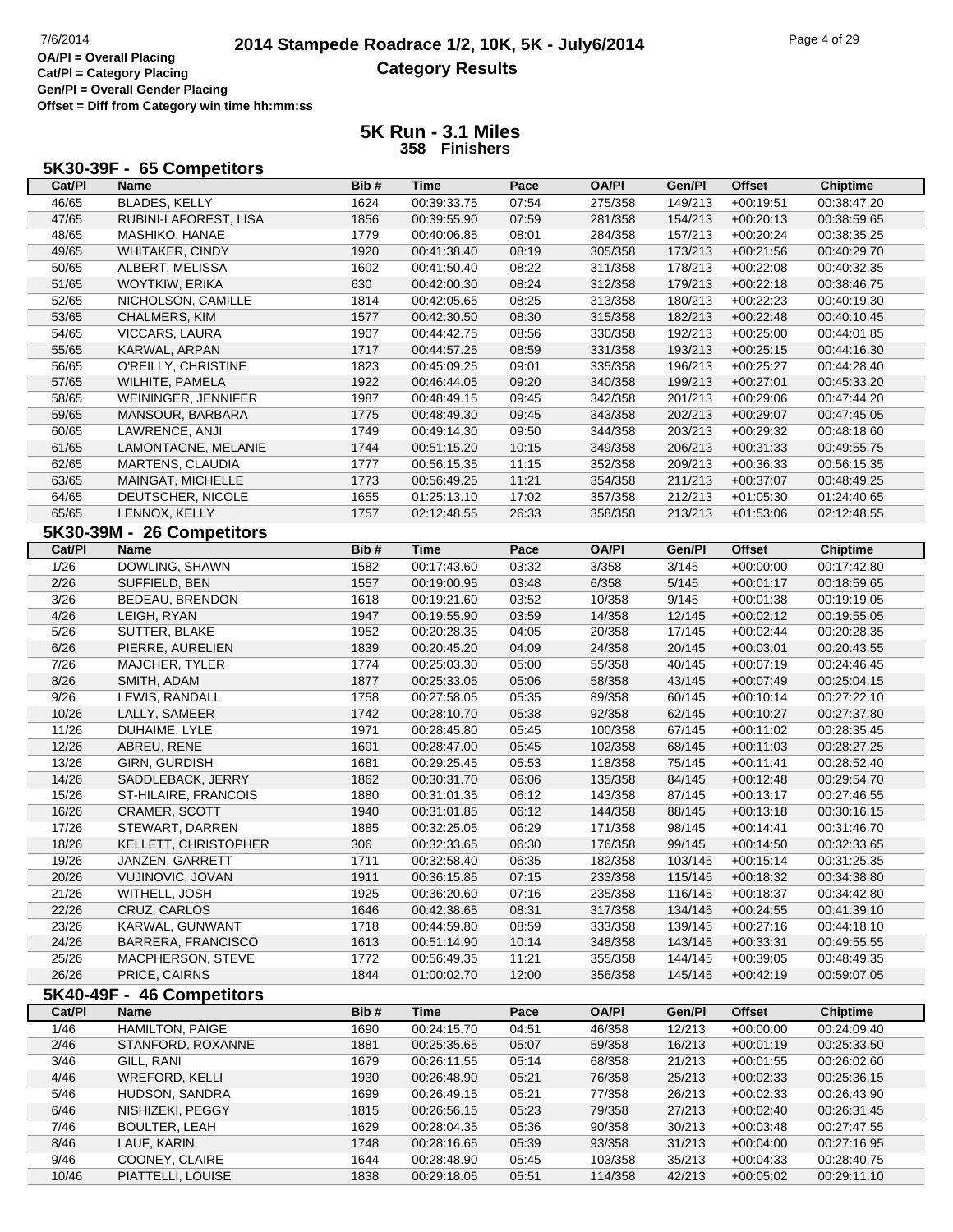# 2014 Stampede Roadrace 1/2, 10K, 5K - July6/2014

## Category Results

OA/Pl = Overall Placing
Cat/Pl = Category Placing
Gen/Pl = Overall Gender Placing
Offset = Diff from Category win time hh:mm:ss

## 5K Run - 3.1 Miles

**358 Finishers**

### 5K30-39F - 65 Competitors

| Cat/Pl | Name | Bib # | Time | Pace | OA/Pl | Gen/Pl | Offset | Chiptime |
|---|---|---|---|---|---|---|---|---|
| 46/65 | BLADES, KELLY | 1624 | 00:39:33.75 | 07:54 | 275/358 | 149/213 | +00:19:51 | 00:38:47.20 |
| 47/65 | RUBINI-LAFOREST, LISA | 1856 | 00:39:55.90 | 07:59 | 281/358 | 154/213 | +00:20:13 | 00:38:59.65 |
| 48/65 | MASHIKO, HANAE | 1779 | 00:40:06.85 | 08:01 | 284/358 | 157/213 | +00:20:24 | 00:38:35.25 |
| 49/65 | WHITAKER, CINDY | 1920 | 00:41:38.40 | 08:19 | 305/358 | 173/213 | +00:21:56 | 00:40:29.70 |
| 50/65 | ALBERT, MELISSA | 1602 | 00:41:50.40 | 08:22 | 311/358 | 178/213 | +00:22:08 | 00:40:32.35 |
| 51/65 | WOYTKIW, ERIKA | 630 | 00:42:00.30 | 08:24 | 312/358 | 179/213 | +00:22:18 | 00:38:46.75 |
| 52/65 | NICHOLSON, CAMILLE | 1814 | 00:42:05.65 | 08:25 | 313/358 | 180/213 | +00:22:23 | 00:40:19.30 |
| 53/65 | CHALMERS, KIM | 1577 | 00:42:30.50 | 08:30 | 315/358 | 182/213 | +00:22:48 | 00:40:10.45 |
| 54/65 | VICCARS, LAURA | 1907 | 00:44:42.75 | 08:56 | 330/358 | 192/213 | +00:25:00 | 00:44:01.85 |
| 55/65 | KARWAL, ARPAN | 1717 | 00:44:57.25 | 08:59 | 331/358 | 193/213 | +00:25:15 | 00:44:16.30 |
| 56/65 | O'REILLY, CHRISTINE | 1823 | 00:45:09.25 | 09:01 | 335/358 | 196/213 | +00:25:27 | 00:44:28.40 |
| 57/65 | WILHITE, PAMELA | 1922 | 00:46:44.05 | 09:20 | 340/358 | 199/213 | +00:27:01 | 00:45:33.20 |
| 58/65 | WEININGER, JENNIFER | 1987 | 00:48:49.15 | 09:45 | 342/358 | 201/213 | +00:29:06 | 00:47:44.20 |
| 59/65 | MANSOUR, BARBARA | 1775 | 00:48:49.30 | 09:45 | 343/358 | 202/213 | +00:29:07 | 00:47:45.05 |
| 60/65 | LAWRENCE, ANJI | 1749 | 00:49:14.30 | 09:50 | 344/358 | 203/213 | +00:29:32 | 00:48:18.60 |
| 61/65 | LAMONTAGNE, MELANIE | 1744 | 00:51:15.20 | 10:15 | 349/358 | 206/213 | +00:31:33 | 00:49:55.75 |
| 62/65 | MARTENS, CLAUDIA | 1777 | 00:56:15.35 | 11:15 | 352/358 | 209/213 | +00:36:33 | 00:56:15.35 |
| 63/65 | MAINGAT, MICHELLE | 1773 | 00:56:49.25 | 11:21 | 354/358 | 211/213 | +00:37:07 | 00:48:49.25 |
| 64/65 | DEUTSCHER, NICOLE | 1655 | 01:25:13.10 | 17:02 | 357/358 | 212/213 | +01:05:30 | 01:24:40.65 |
| 65/65 | LENNOX, KELLY | 1757 | 02:12:48.55 | 26:33 | 358/358 | 213/213 | +01:53:06 | 02:12:48.55 |

### 5K30-39M - 26 Competitors

| Cat/Pl | Name | Bib # | Time | Pace | OA/Pl | Gen/Pl | Offset | Chiptime |
|---|---|---|---|---|---|---|---|---|
| 1/26 | DOWLING, SHAWN | 1582 | 00:17:43.60 | 03:32 | 3/358 | 3/145 | +00:00:00 | 00:17:42.80 |
| 2/26 | SUFFIELD, BEN | 1557 | 00:19:00.95 | 03:48 | 6/358 | 5/145 | +00:01:17 | 00:18:59.65 |
| 3/26 | BEDEAU, BRENDON | 1618 | 00:19:21.60 | 03:52 | 10/358 | 9/145 | +00:01:38 | 00:19:19.05 |
| 4/26 | LEIGH, RYAN | 1947 | 00:19:55.90 | 03:59 | 14/358 | 12/145 | +00:02:12 | 00:19:55.05 |
| 5/26 | SUTTER, BLAKE | 1952 | 00:20:28.35 | 04:05 | 20/358 | 17/145 | +00:02:44 | 00:20:28.35 |
| 6/26 | PIERRE, AURELIEN | 1839 | 00:20:45.20 | 04:09 | 24/358 | 20/145 | +00:03:01 | 00:20:43.55 |
| 7/26 | MAJCHER, TYLER | 1774 | 00:25:03.30 | 05:00 | 55/358 | 40/145 | +00:07:19 | 00:24:46.45 |
| 8/26 | SMITH, ADAM | 1877 | 00:25:33.05 | 05:06 | 58/358 | 43/145 | +00:07:49 | 00:25:04.15 |
| 9/26 | LEWIS, RANDALL | 1758 | 00:27:58.05 | 05:35 | 89/358 | 60/145 | +00:10:14 | 00:27:22.10 |
| 10/26 | LALLY, SAMEER | 1742 | 00:28:10.70 | 05:38 | 92/358 | 62/145 | +00:10:27 | 00:27:37.80 |
| 11/26 | DUHAIME, LYLE | 1971 | 00:28:45.80 | 05:45 | 100/358 | 67/145 | +00:11:02 | 00:28:35.45 |
| 12/26 | ABREU, RENE | 1601 | 00:28:47.00 | 05:45 | 102/358 | 68/145 | +00:11:03 | 00:28:27.25 |
| 13/26 | GIRN, GURDISH | 1681 | 00:29:25.45 | 05:53 | 118/358 | 75/145 | +00:11:41 | 00:28:52.40 |
| 14/26 | SADDLEBACK, JERRY | 1862 | 00:30:31.70 | 06:06 | 135/358 | 84/145 | +00:12:48 | 00:29:54.70 |
| 15/26 | ST-HILAIRE, FRANCOIS | 1880 | 00:31:01.35 | 06:12 | 143/358 | 87/145 | +00:13:17 | 00:27:46.55 |
| 16/26 | CRAMER, SCOTT | 1940 | 00:31:01.85 | 06:12 | 144/358 | 88/145 | +00:13:18 | 00:30:16.15 |
| 17/26 | STEWART, DARREN | 1885 | 00:32:25.05 | 06:29 | 171/358 | 98/145 | +00:14:41 | 00:31:46.70 |
| 18/26 | KELLETT, CHRISTOPHER | 306 | 00:32:33.65 | 06:30 | 176/358 | 99/145 | +00:14:50 | 00:32:33.65 |
| 19/26 | JANZEN, GARRETT | 1711 | 00:32:58.40 | 06:35 | 182/358 | 103/145 | +00:15:14 | 00:31:25.35 |
| 20/26 | VUJINOVIC, JOVAN | 1911 | 00:36:15.85 | 07:15 | 233/358 | 115/145 | +00:18:32 | 00:34:38.80 |
| 21/26 | WITHELL, JOSH | 1925 | 00:36:20.60 | 07:16 | 235/358 | 116/145 | +00:18:37 | 00:34:42.80 |
| 22/26 | CRUZ, CARLOS | 1646 | 00:42:38.65 | 08:31 | 317/358 | 134/145 | +00:24:55 | 00:41:39.10 |
| 23/26 | KARWAL, GUNWANT | 1718 | 00:44:59.80 | 08:59 | 333/358 | 139/145 | +00:27:16 | 00:44:18.10 |
| 24/26 | BARRERA, FRANCISCO | 1613 | 00:51:14.90 | 10:14 | 348/358 | 143/145 | +00:33:31 | 00:49:55.55 |
| 25/26 | MACPHERSON, STEVE | 1772 | 00:56:49.35 | 11:21 | 355/358 | 144/145 | +00:39:05 | 00:48:49.35 |
| 26/26 | PRICE, CAIRNS | 1844 | 01:00:02.70 | 12:00 | 356/358 | 145/145 | +00:42:19 | 00:59:07.05 |

### 5K40-49F - 46 Competitors

| Cat/Pl | Name | Bib # | Time | Pace | OA/Pl | Gen/Pl | Offset | Chiptime |
|---|---|---|---|---|---|---|---|---|
| 1/46 | HAMILTON, PAIGE | 1690 | 00:24:15.70 | 04:51 | 46/358 | 12/213 | +00:00:00 | 00:24:09.40 |
| 2/46 | STANFORD, ROXANNE | 1881 | 00:25:35.65 | 05:07 | 59/358 | 16/213 | +00:01:19 | 00:25:33.50 |
| 3/46 | GILL, RANI | 1679 | 00:26:11.55 | 05:14 | 68/358 | 21/213 | +00:01:55 | 00:26:02.60 |
| 4/46 | WREFORD, KELLI | 1930 | 00:26:48.90 | 05:21 | 76/358 | 25/213 | +00:02:33 | 00:25:36.15 |
| 5/46 | HUDSON, SANDRA | 1699 | 00:26:49.15 | 05:21 | 77/358 | 26/213 | +00:02:33 | 00:26:43.90 |
| 6/46 | NISHIZEKI, PEGGY | 1815 | 00:26:56.15 | 05:23 | 79/358 | 27/213 | +00:02:40 | 00:26:31.45 |
| 7/46 | BOULTER, LEAH | 1629 | 00:28:04.35 | 05:36 | 90/358 | 30/213 | +00:03:48 | 00:27:47.55 |
| 8/46 | LAUF, KARIN | 1748 | 00:28:16.65 | 05:39 | 93/358 | 31/213 | +00:04:00 | 00:27:16.95 |
| 9/46 | COONEY, CLAIRE | 1644 | 00:28:48.90 | 05:45 | 103/358 | 35/213 | +00:04:33 | 00:28:40.75 |
| 10/46 | PIATTELLI, LOUISE | 1838 | 00:29:18.05 | 05:51 | 114/358 | 42/213 | +00:05:02 | 00:29:11.10 |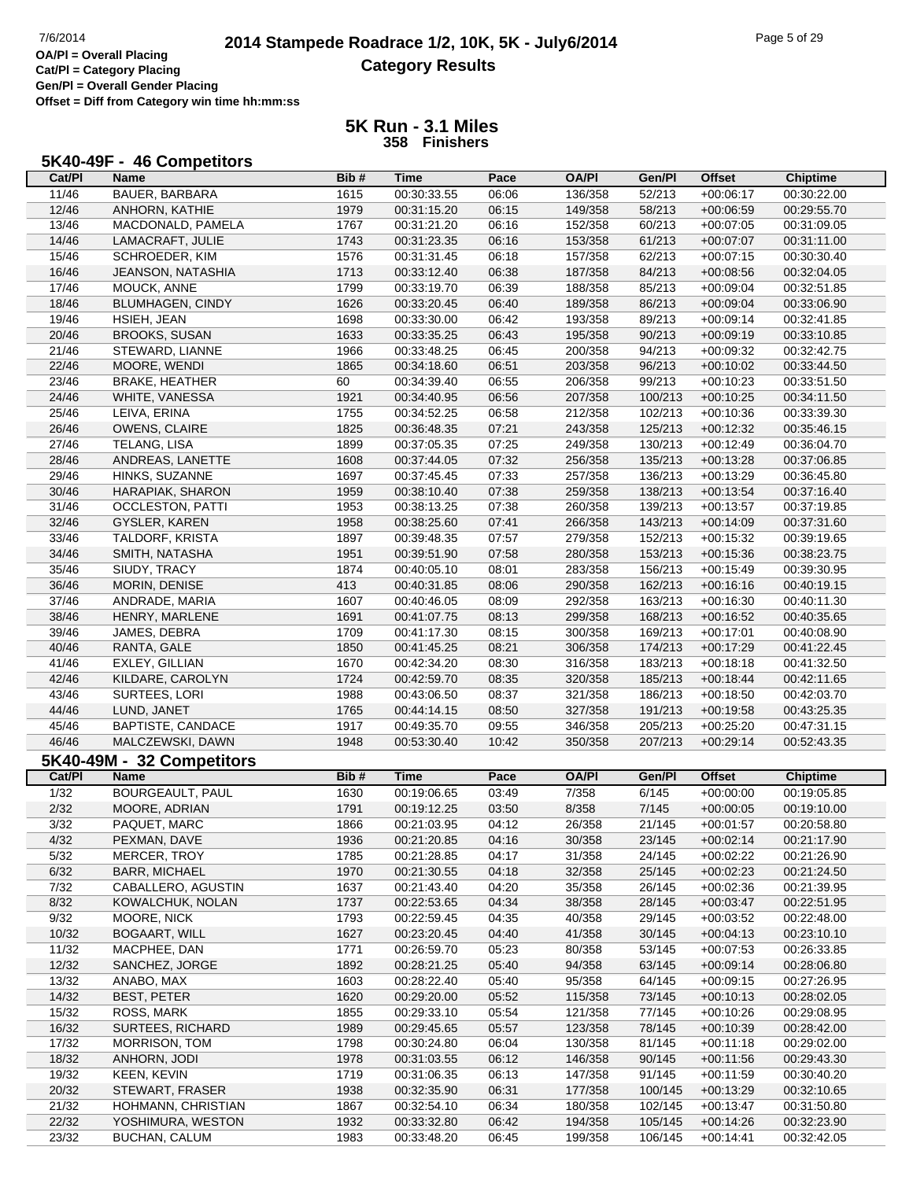# 2014 Stampede Roadrace 1/2, 10K, 5K - July6/2014

## Category Results

OA/Pl = Overall Placing
Cat/Pl = Category Placing
Gen/Pl = Overall Gender Placing
Offset = Diff from Category win time hh:mm:ss

## 5K Run - 3.1 Miles
**358 Finishers**

### 5K40-49F - 46 Competitors

| Cat/Pl | Name | Bib # | Time | Pace | OA/Pl | Gen/Pl | Offset | Chiptime |
|---|---|---|---|---|---|---|---|---|
| 11/46 | BAUER, BARBARA | 1615 | 00:30:33.55 | 06:06 | 136/358 | 52/213 | +00:06:17 | 00:30:22.00 |
| 12/46 | ANHORN, KATHIE | 1979 | 00:31:15.20 | 06:15 | 149/358 | 58/213 | +00:06:59 | 00:29:55.70 |
| 13/46 | MACDONALD, PAMELA | 1767 | 00:31:21.20 | 06:16 | 152/358 | 60/213 | +00:07:05 | 00:31:09.05 |
| 14/46 | LAMACRAFT, JULIE | 1743 | 00:31:23.35 | 06:16 | 153/358 | 61/213 | +00:07:07 | 00:31:11.00 |
| 15/46 | SCHROEDER, KIM | 1576 | 00:31:31.45 | 06:18 | 157/358 | 62/213 | +00:07:15 | 00:30:30.40 |
| 16/46 | JEANSON, NATASHIA | 1713 | 00:33:12.40 | 06:38 | 187/358 | 84/213 | +00:08:56 | 00:32:04.05 |
| 17/46 | MOUCK, ANNE | 1799 | 00:33:19.70 | 06:39 | 188/358 | 85/213 | +00:09:04 | 00:32:51.85 |
| 18/46 | BLUMHAGEN, CINDY | 1626 | 00:33:20.45 | 06:40 | 189/358 | 86/213 | +00:09:04 | 00:33:06.90 |
| 19/46 | HSIEH, JEAN | 1698 | 00:33:30.00 | 06:42 | 193/358 | 89/213 | +00:09:14 | 00:32:41.85 |
| 20/46 | BROOKS, SUSAN | 1633 | 00:33:35.25 | 06:43 | 195/358 | 90/213 | +00:09:19 | 00:33:10.85 |
| 21/46 | STEWARD, LIANNE | 1966 | 00:33:48.25 | 06:45 | 200/358 | 94/213 | +00:09:32 | 00:32:42.75 |
| 22/46 | MOORE, WENDI | 1865 | 00:34:18.60 | 06:51 | 203/358 | 96/213 | +00:10:02 | 00:33:44.50 |
| 23/46 | BRAKE, HEATHER | 60 | 00:34:39.40 | 06:55 | 206/358 | 99/213 | +00:10:23 | 00:33:51.50 |
| 24/46 | WHITE, VANESSA | 1921 | 00:34:40.95 | 06:56 | 207/358 | 100/213 | +00:10:25 | 00:34:11.50 |
| 25/46 | LEIVA, ERINA | 1755 | 00:34:52.25 | 06:58 | 212/358 | 102/213 | +00:10:36 | 00:33:39.30 |
| 26/46 | OWENS, CLAIRE | 1825 | 00:36:48.35 | 07:21 | 243/358 | 125/213 | +00:12:32 | 00:35:46.15 |
| 27/46 | TELANG, LISA | 1899 | 00:37:05.35 | 07:25 | 249/358 | 130/213 | +00:12:49 | 00:36:04.70 |
| 28/46 | ANDREAS, LANETTE | 1608 | 00:37:44.05 | 07:32 | 256/358 | 135/213 | +00:13:28 | 00:37:06.85 |
| 29/46 | HINKS, SUZANNE | 1697 | 00:37:45.45 | 07:33 | 257/358 | 136/213 | +00:13:29 | 00:36:45.80 |
| 30/46 | HARAPIAK, SHARON | 1959 | 00:38:10.40 | 07:38 | 259/358 | 138/213 | +00:13:54 | 00:37:16.40 |
| 31/46 | OCCLESTON, PATTI | 1953 | 00:38:13.25 | 07:38 | 260/358 | 139/213 | +00:13:57 | 00:37:19.85 |
| 32/46 | GYSLER, KAREN | 1958 | 00:38:25.60 | 07:41 | 266/358 | 143/213 | +00:14:09 | 00:37:31.60 |
| 33/46 | TALDORF, KRISTA | 1897 | 00:39:48.35 | 07:57 | 279/358 | 152/213 | +00:15:32 | 00:39:19.65 |
| 34/46 | SMITH, NATASHA | 1951 | 00:39:51.90 | 07:58 | 280/358 | 153/213 | +00:15:36 | 00:38:23.75 |
| 35/46 | SIUDY, TRACY | 1874 | 00:40:05.10 | 08:01 | 283/358 | 156/213 | +00:15:49 | 00:39:30.95 |
| 36/46 | MORIN, DENISE | 413 | 00:40:31.85 | 08:06 | 290/358 | 162/213 | +00:16:16 | 00:40:19.15 |
| 37/46 | ANDRADE, MARIA | 1607 | 00:40:46.05 | 08:09 | 292/358 | 163/213 | +00:16:30 | 00:40:11.30 |
| 38/46 | HENRY, MARLENE | 1691 | 00:41:07.75 | 08:13 | 299/358 | 168/213 | +00:16:52 | 00:40:35.65 |
| 39/46 | JAMES, DEBRA | 1709 | 00:41:17.30 | 08:15 | 300/358 | 169/213 | +00:17:01 | 00:40:08.90 |
| 40/46 | RANTA, GALE | 1850 | 00:41:45.25 | 08:21 | 306/358 | 174/213 | +00:17:29 | 00:41:22.45 |
| 41/46 | EXLEY, GILLIAN | 1670 | 00:42:34.20 | 08:30 | 316/358 | 183/213 | +00:18:18 | 00:41:32.50 |
| 42/46 | KILDARE, CAROLYN | 1724 | 00:42:59.70 | 08:35 | 320/358 | 185/213 | +00:18:44 | 00:42:11.65 |
| 43/46 | SURTEES, LORI | 1988 | 00:43:06.50 | 08:37 | 321/358 | 186/213 | +00:18:50 | 00:42:03.70 |
| 44/46 | LUND, JANET | 1765 | 00:44:14.15 | 08:50 | 327/358 | 191/213 | +00:19:58 | 00:43:25.35 |
| 45/46 | BAPTISTE, CANDACE | 1917 | 00:49:35.70 | 09:55 | 346/358 | 205/213 | +00:25:20 | 00:47:31.15 |
| 46/46 | MALCZEWSKI, DAWN | 1948 | 00:53:30.40 | 10:42 | 350/358 | 207/213 | +00:29:14 | 00:52:43.35 |

### 5K40-49M - 32 Competitors

| Cat/Pl | Name | Bib # | Time | Pace | OA/Pl | Gen/Pl | Offset | Chiptime |
|---|---|---|---|---|---|---|---|---|
| 1/32 | BOURGEAULT, PAUL | 1630 | 00:19:06.65 | 03:49 | 7/358 | 6/145 | +00:00:00 | 00:19:05.85 |
| 2/32 | MOORE, ADRIAN | 1791 | 00:19:12.25 | 03:50 | 8/358 | 7/145 | +00:00:05 | 00:19:10.00 |
| 3/32 | PAQUET, MARC | 1866 | 00:21:03.95 | 04:12 | 26/358 | 21/145 | +00:01:57 | 00:20:58.80 |
| 4/32 | PEXMAN, DAVE | 1936 | 00:21:20.85 | 04:16 | 30/358 | 23/145 | +00:02:14 | 00:21:17.90 |
| 5/32 | MERCER, TROY | 1785 | 00:21:28.85 | 04:17 | 31/358 | 24/145 | +00:02:22 | 00:21:26.90 |
| 6/32 | BARR, MICHAEL | 1970 | 00:21:30.55 | 04:18 | 32/358 | 25/145 | +00:02:23 | 00:21:24.50 |
| 7/32 | CABALLERO, AGUSTIN | 1637 | 00:21:43.40 | 04:20 | 35/358 | 26/145 | +00:02:36 | 00:21:39.95 |
| 8/32 | KOWALCHUK, NOLAN | 1737 | 00:22:53.65 | 04:34 | 38/358 | 28/145 | +00:03:47 | 00:22:51.95 |
| 9/32 | MOORE, NICK | 1793 | 00:22:59.45 | 04:35 | 40/358 | 29/145 | +00:03:52 | 00:22:48.00 |
| 10/32 | BOGAART, WILL | 1627 | 00:23:20.45 | 04:40 | 41/358 | 30/145 | +00:04:13 | 00:23:10.10 |
| 11/32 | MACPHEE, DAN | 1771 | 00:26:59.70 | 05:23 | 80/358 | 53/145 | +00:07:53 | 00:26:33.85 |
| 12/32 | SANCHEZ, JORGE | 1892 | 00:28:21.25 | 05:40 | 94/358 | 63/145 | +00:09:14 | 00:28:06.80 |
| 13/32 | ANABO, MAX | 1603 | 00:28:22.40 | 05:40 | 95/358 | 64/145 | +00:09:15 | 00:27:26.95 |
| 14/32 | BEST, PETER | 1620 | 00:29:20.00 | 05:52 | 115/358 | 73/145 | +00:10:13 | 00:28:02.05 |
| 15/32 | ROSS, MARK | 1855 | 00:29:33.10 | 05:54 | 121/358 | 77/145 | +00:10:26 | 00:29:08.95 |
| 16/32 | SURTEES, RICHARD | 1989 | 00:29:45.65 | 05:57 | 123/358 | 78/145 | +00:10:39 | 00:28:42.00 |
| 17/32 | MORRISON, TOM | 1798 | 00:30:24.80 | 06:04 | 130/358 | 81/145 | +00:11:18 | 00:29:02.00 |
| 18/32 | ANHORN, JODI | 1978 | 00:31:03.55 | 06:12 | 146/358 | 90/145 | +00:11:56 | 00:29:43.30 |
| 19/32 | KEEN, KEVIN | 1719 | 00:31:06.35 | 06:13 | 147/358 | 91/145 | +00:11:59 | 00:30:40.20 |
| 20/32 | STEWART, FRASER | 1938 | 00:32:35.90 | 06:31 | 177/358 | 100/145 | +00:13:29 | 00:32:10.65 |
| 21/32 | HOHMANN, CHRISTIAN | 1867 | 00:32:54.10 | 06:34 | 180/358 | 102/145 | +00:13:47 | 00:31:50.80 |
| 22/32 | YOSHIMURA, WESTON | 1932 | 00:33:32.80 | 06:42 | 194/358 | 105/145 | +00:14:26 | 00:32:23.90 |
| 23/32 | BUCHAN, CALUM | 1983 | 00:33:48.20 | 06:45 | 199/358 | 106/145 | +00:14:41 | 00:32:42.05 |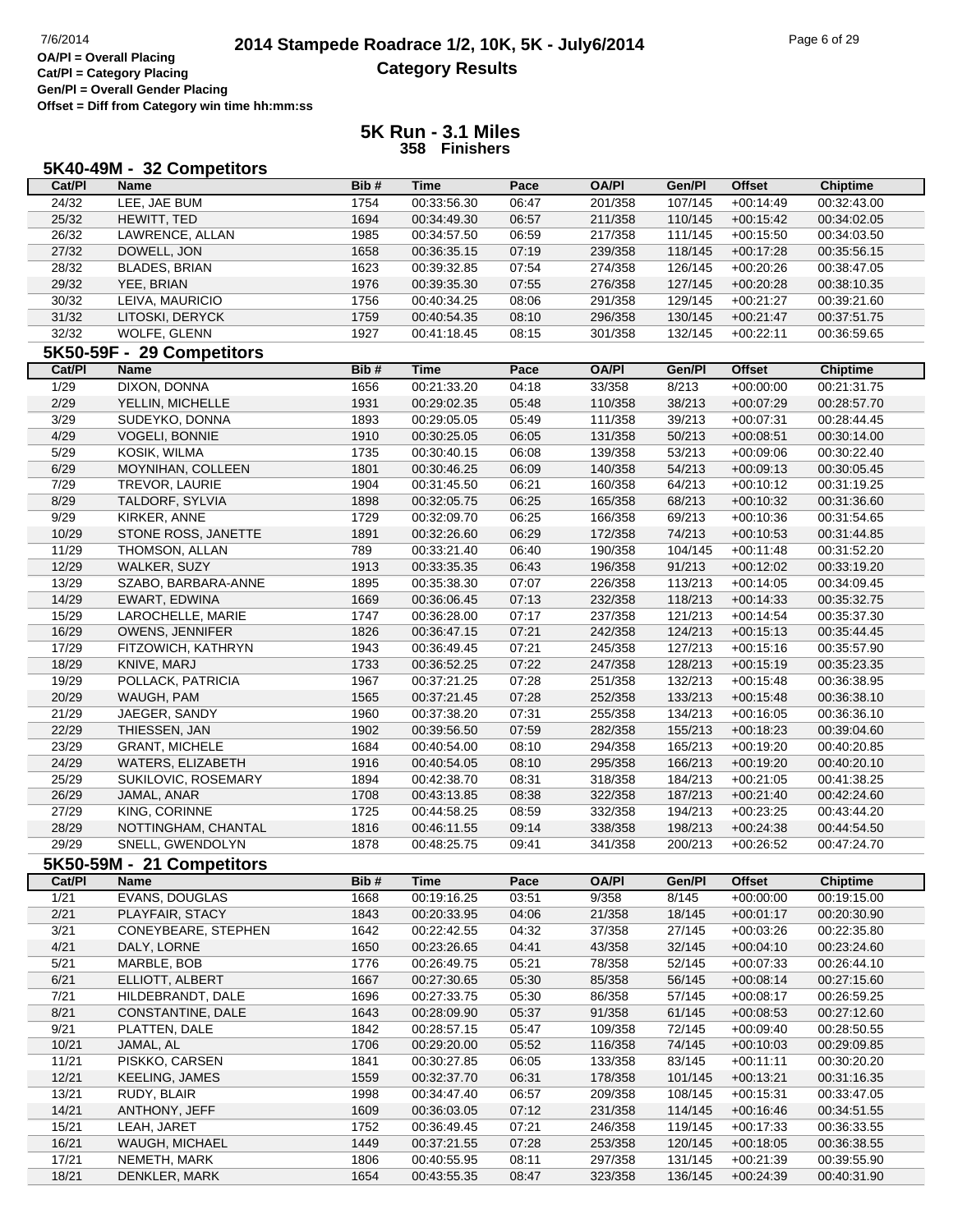**OA/Pl = Overall Placing**
**Cat/Pl = Category Placing**
**Gen/Pl = Overall Gender Placing**
**Offset = Diff from Category win time hh:mm:ss**

# 2014 Stampede Roadrace 1/2, 10K, 5K - July6/2014
## Category Results

### 5K Run - 3.1 Miles
**358 Finishers**

### 5K40-49M - 32 Competitors

| Cat/Pl | Name | Bib # | Time | Pace | OA/Pl | Gen/Pl | Offset | Chiptime |
|---|---|---|---|---|---|---|---|---|
| 24/32 | LEE, JAE BUM | 1754 | 00:33:56.30 | 06:47 | 201/358 | 107/145 | +00:14:49 | 00:32:43.00 |
| 25/32 | HEWITT, TED | 1694 | 00:34:49.30 | 06:57 | 211/358 | 110/145 | +00:15:42 | 00:34:02.05 |
| 26/32 | LAWRENCE, ALLAN | 1985 | 00:34:57.50 | 06:59 | 217/358 | 111/145 | +00:15:50 | 00:34:03.50 |
| 27/32 | DOWELL, JON | 1658 | 00:36:35.15 | 07:19 | 239/358 | 118/145 | +00:17:28 | 00:35:56.15 |
| 28/32 | BLADES, BRIAN | 1623 | 00:39:32.85 | 07:54 | 274/358 | 126/145 | +00:20:26 | 00:38:47.05 |
| 29/32 | YEE, BRIAN | 1976 | 00:39:35.30 | 07:55 | 276/358 | 127/145 | +00:20:28 | 00:38:10.35 |
| 30/32 | LEIVA, MAURICIO | 1756 | 00:40:34.25 | 08:06 | 291/358 | 129/145 | +00:21:27 | 00:39:21.60 |
| 31/32 | LITOSKI, DERYCK | 1759 | 00:40:54.35 | 08:10 | 296/358 | 130/145 | +00:21:47 | 00:37:51.75 |
| 32/32 | WOLFE, GLENN | 1927 | 00:41:18.45 | 08:15 | 301/358 | 132/145 | +00:22:11 | 00:36:59.65 |

### 5K50-59F - 29 Competitors

| Cat/Pl | Name | Bib # | Time | Pace | OA/Pl | Gen/Pl | Offset | Chiptime |
|---|---|---|---|---|---|---|---|---|
| 1/29 | DIXON, DONNA | 1656 | 00:21:33.20 | 04:18 | 33/358 | 8/213 | +00:00:00 | 00:21:31.75 |
| 2/29 | YELLIN, MICHELLE | 1931 | 00:29:02.35 | 05:48 | 110/358 | 38/213 | +00:07:29 | 00:28:57.70 |
| 3/29 | SUDEYKO, DONNA | 1893 | 00:29:05.05 | 05:49 | 111/358 | 39/213 | +00:07:31 | 00:28:44.45 |
| 4/29 | VOGELI, BONNIE | 1910 | 00:30:25.05 | 06:05 | 131/358 | 50/213 | +00:08:51 | 00:30:14.00 |
| 5/29 | KOSIK, WILMA | 1735 | 00:30:40.15 | 06:08 | 139/358 | 53/213 | +00:09:06 | 00:30:22.40 |
| 6/29 | MOYNIHAN, COLLEEN | 1801 | 00:30:46.25 | 06:09 | 140/358 | 54/213 | +00:09:13 | 00:30:05.45 |
| 7/29 | TREVOR, LAURIE | 1904 | 00:31:45.50 | 06:21 | 160/358 | 64/213 | +00:10:12 | 00:31:19.25 |
| 8/29 | TALDORF, SYLVIA | 1898 | 00:32:05.75 | 06:25 | 165/358 | 68/213 | +00:10:32 | 00:31:36.60 |
| 9/29 | KIRKER, ANNE | 1729 | 00:32:09.70 | 06:25 | 166/358 | 69/213 | +00:10:36 | 00:31:54.65 |
| 10/29 | STONE ROSS, JANETTE | 1891 | 00:32:26.60 | 06:29 | 172/358 | 74/213 | +00:10:53 | 00:31:44.85 |
| 11/29 | THOMSON, ALLAN | 789 | 00:33:21.40 | 06:40 | 190/358 | 104/145 | +00:11:48 | 00:31:52.20 |
| 12/29 | WALKER, SUZY | 1913 | 00:33:35.35 | 06:43 | 196/358 | 91/213 | +00:12:02 | 00:33:19.20 |
| 13/29 | SZABO, BARBARA-ANNE | 1895 | 00:35:38.30 | 07:07 | 226/358 | 113/213 | +00:14:05 | 00:34:09.45 |
| 14/29 | EWART, EDWINA | 1669 | 00:36:06.45 | 07:13 | 232/358 | 118/213 | +00:14:33 | 00:35:32.75 |
| 15/29 | LAROCHELLE, MARIE | 1747 | 00:36:28.00 | 07:17 | 237/358 | 121/213 | +00:14:54 | 00:35:37.30 |
| 16/29 | OWENS, JENNIFER | 1826 | 00:36:47.15 | 07:21 | 242/358 | 124/213 | +00:15:13 | 00:35:44.45 |
| 17/29 | FITZOWICH, KATHRYN | 1943 | 00:36:49.45 | 07:21 | 245/358 | 127/213 | +00:15:16 | 00:35:57.90 |
| 18/29 | KNIVE, MARJ | 1733 | 00:36:52.25 | 07:22 | 247/358 | 128/213 | +00:15:19 | 00:35:23.35 |
| 19/29 | POLLACK, PATRICIA | 1967 | 00:37:21.25 | 07:28 | 251/358 | 132/213 | +00:15:48 | 00:36:38.95 |
| 20/29 | WAUGH, PAM | 1565 | 00:37:21.45 | 07:28 | 252/358 | 133/213 | +00:15:48 | 00:36:38.10 |
| 21/29 | JAEGER, SANDY | 1960 | 00:37:38.20 | 07:31 | 255/358 | 134/213 | +00:16:05 | 00:36:36.10 |
| 22/29 | THIESSEN, JAN | 1902 | 00:39:56.50 | 07:59 | 282/358 | 155/213 | +00:18:23 | 00:39:04.60 |
| 23/29 | GRANT, MICHELE | 1684 | 00:40:54.00 | 08:10 | 294/358 | 165/213 | +00:19:20 | 00:40:20.85 |
| 24/29 | WATERS, ELIZABETH | 1916 | 00:40:54.05 | 08:10 | 295/358 | 166/213 | +00:19:20 | 00:40:20.10 |
| 25/29 | SUKILOVIC, ROSEMARY | 1894 | 00:42:38.70 | 08:31 | 318/358 | 184/213 | +00:21:05 | 00:41:38.25 |
| 26/29 | JAMAL, ANAR | 1708 | 00:43:13.85 | 08:38 | 322/358 | 187/213 | +00:21:40 | 00:42:24.60 |
| 27/29 | KING, CORINNE | 1725 | 00:44:58.25 | 08:59 | 332/358 | 194/213 | +00:23:25 | 00:43:44.20 |
| 28/29 | NOTTINGHAM, CHANTAL | 1816 | 00:46:11.55 | 09:14 | 338/358 | 198/213 | +00:24:38 | 00:44:54.50 |
| 29/29 | SNELL, GWENDOLYN | 1878 | 00:48:25.75 | 09:41 | 341/358 | 200/213 | +00:26:52 | 00:47:24.70 |

### 5K50-59M - 21 Competitors

| Cat/Pl | Name | Bib # | Time | Pace | OA/Pl | Gen/Pl | Offset | Chiptime |
|---|---|---|---|---|---|---|---|---|
| 1/21 | EVANS, DOUGLAS | 1668 | 00:19:16.25 | 03:51 | 9/358 | 8/145 | +00:00:00 | 00:19:15.00 |
| 2/21 | PLAYFAIR, STACY | 1843 | 00:20:33.95 | 04:06 | 21/358 | 18/145 | +00:01:17 | 00:20:30.90 |
| 3/21 | CONEYBEARE, STEPHEN | 1642 | 00:22:42.55 | 04:32 | 37/358 | 27/145 | +00:03:26 | 00:22:35.80 |
| 4/21 | DALY, LORNE | 1650 | 00:23:26.65 | 04:41 | 43/358 | 32/145 | +00:04:10 | 00:23:24.60 |
| 5/21 | MARBLE, BOB | 1776 | 00:26:49.75 | 05:21 | 78/358 | 52/145 | +00:07:33 | 00:26:44.10 |
| 6/21 | ELLIOTT, ALBERT | 1667 | 00:27:30.65 | 05:30 | 85/358 | 56/145 | +00:08:14 | 00:27:15.60 |
| 7/21 | HILDEBRANDT, DALE | 1696 | 00:27:33.75 | 05:30 | 86/358 | 57/145 | +00:08:17 | 00:26:59.25 |
| 8/21 | CONSTANTINE, DALE | 1643 | 00:28:09.90 | 05:37 | 91/358 | 61/145 | +00:08:53 | 00:27:12.60 |
| 9/21 | PLATTEN, DALE | 1842 | 00:28:57.15 | 05:47 | 109/358 | 72/145 | +00:09:40 | 00:28:50.55 |
| 10/21 | JAMAL, AL | 1706 | 00:29:20.00 | 05:52 | 116/358 | 74/145 | +00:10:03 | 00:29:09.85 |
| 11/21 | PISKKO, CARSEN | 1841 | 00:30:27.85 | 06:05 | 133/358 | 83/145 | +00:11:11 | 00:30:20.20 |
| 12/21 | KEELING, JAMES | 1559 | 00:32:37.70 | 06:31 | 178/358 | 101/145 | +00:13:21 | 00:31:16.35 |
| 13/21 | RUDY, BLAIR | 1998 | 00:34:47.40 | 06:57 | 209/358 | 108/145 | +00:15:31 | 00:33:47.05 |
| 14/21 | ANTHONY, JEFF | 1609 | 00:36:03.05 | 07:12 | 231/358 | 114/145 | +00:16:46 | 00:34:51.55 |
| 15/21 | LEAH, JARET | 1752 | 00:36:49.45 | 07:21 | 246/358 | 119/145 | +00:17:33 | 00:36:33.55 |
| 16/21 | WAUGH, MICHAEL | 1449 | 00:37:21.55 | 07:28 | 253/358 | 120/145 | +00:18:05 | 00:36:38.55 |
| 17/21 | NEMETH, MARK | 1806 | 00:40:55.95 | 08:11 | 297/358 | 131/145 | +00:21:39 | 00:39:55.90 |
| 18/21 | DENKLER, MARK | 1654 | 00:43:55.35 | 08:47 | 323/358 | 136/145 | +00:24:39 | 00:40:31.90 |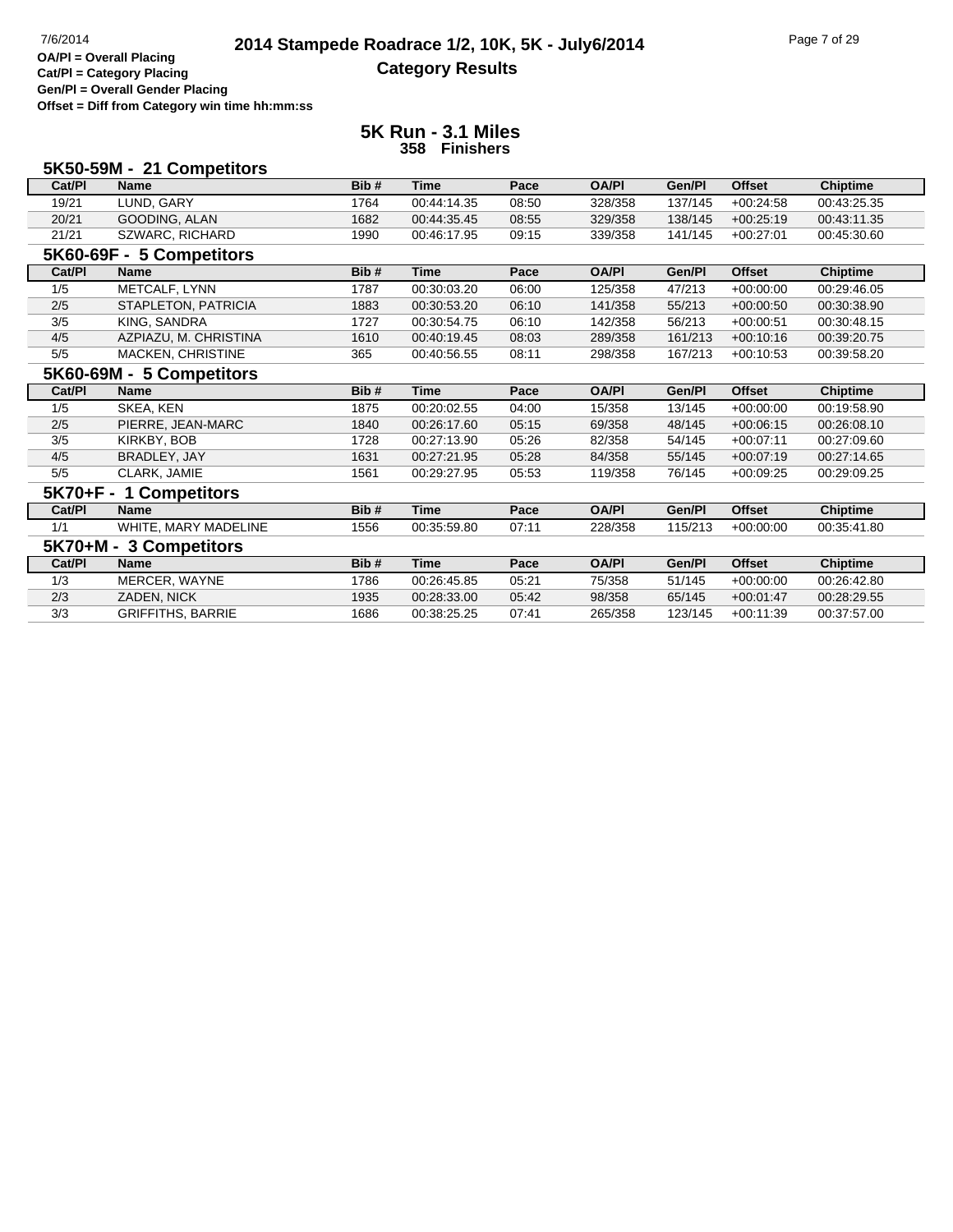OA/Pl = Overall Placing
Cat/Pl = Category Placing
Gen/Pl = Overall Gender Placing
Offset = Diff from Category win time hh:mm:ss

# 2014 Stampede Roadrace 1/2, 10K, 5K - July6/2014

## Category Results

## 5K Run - 3.1 Miles

**358 Finishers**

### 5K50-59M - 21 Competitors

| Cat/Pl | Name | Bib # | Time | Pace | OA/Pl | Gen/Pl | Offset | Chiptime |
|---|---|---|---|---|---|---|---|---|
| 19/21 | LUND, GARY | 1764 | 00:44:14.35 | 08:50 | 328/358 | 137/145 | +00:24:58 | 00:43:25.35 |
| 20/21 | GOODING, ALAN | 1682 | 00:44:35.45 | 08:55 | 329/358 | 138/145 | +00:25:19 | 00:43:11.35 |
| 21/21 | SZWARC, RICHARD | 1990 | 00:46:17.95 | 09:15 | 339/358 | 141/145 | +00:27:01 | 00:45:30.60 |

### 5K60-69F - 5 Competitors

| Cat/Pl | Name | Bib # | Time | Pace | OA/Pl | Gen/Pl | Offset | Chiptime |
|---|---|---|---|---|---|---|---|---|
| 1/5 | METCALF, LYNN | 1787 | 00:30:03.20 | 06:00 | 125/358 | 47/213 | +00:00:00 | 00:29:46.05 |
| 2/5 | STAPLETON, PATRICIA | 1883 | 00:30:53.20 | 06:10 | 141/358 | 55/213 | +00:00:50 | 00:30:38.90 |
| 3/5 | KING, SANDRA | 1727 | 00:30:54.75 | 06:10 | 142/358 | 56/213 | +00:00:51 | 00:30:48.15 |
| 4/5 | AZPIAZU, M. CHRISTINA | 1610 | 00:40:19.45 | 08:03 | 289/358 | 161/213 | +00:10:16 | 00:39:20.75 |
| 5/5 | MACKEN, CHRISTINE | 365 | 00:40:56.55 | 08:11 | 298/358 | 167/213 | +00:10:53 | 00:39:58.20 |

### 5K60-69M - 5 Competitors

| Cat/Pl | Name | Bib # | Time | Pace | OA/Pl | Gen/Pl | Offset | Chiptime |
|---|---|---|---|---|---|---|---|---|
| 1/5 | SKEA, KEN | 1875 | 00:20:02.55 | 04:00 | 15/358 | 13/145 | +00:00:00 | 00:19:58.90 |
| 2/5 | PIERRE, JEAN-MARC | 1840 | 00:26:17.60 | 05:15 | 69/358 | 48/145 | +00:06:15 | 00:26:08.10 |
| 3/5 | KIRKBY, BOB | 1728 | 00:27:13.90 | 05:26 | 82/358 | 54/145 | +00:07:11 | 00:27:09.60 |
| 4/5 | BRADLEY, JAY | 1631 | 00:27:21.95 | 05:28 | 84/358 | 55/145 | +00:07:19 | 00:27:14.65 |
| 5/5 | CLARK, JAMIE | 1561 | 00:29:27.95 | 05:53 | 119/358 | 76/145 | +00:09:25 | 00:29:09.25 |

### 5K70+F - 1 Competitors

| Cat/Pl | Name | Bib # | Time | Pace | OA/Pl | Gen/Pl | Offset | Chiptime |
|---|---|---|---|---|---|---|---|---|
| 1/1 | WHITE, MARY MADELINE | 1556 | 00:35:59.80 | 07:11 | 228/358 | 115/213 | +00:00:00 | 00:35:41.80 |

### 5K70+M - 3 Competitors

| Cat/Pl | Name | Bib # | Time | Pace | OA/Pl | Gen/Pl | Offset | Chiptime |
|---|---|---|---|---|---|---|---|---|
| 1/3 | MERCER, WAYNE | 1786 | 00:26:45.85 | 05:21 | 75/358 | 51/145 | +00:00:00 | 00:26:42.80 |
| 2/3 | ZADEN, NICK | 1935 | 00:28:33.00 | 05:42 | 98/358 | 65/145 | +00:01:47 | 00:28:29.55 |
| 3/3 | GRIFFITHS, BARRIE | 1686 | 00:38:25.25 | 07:41 | 265/358 | 123/145 | +00:11:39 | 00:37:57.00 |